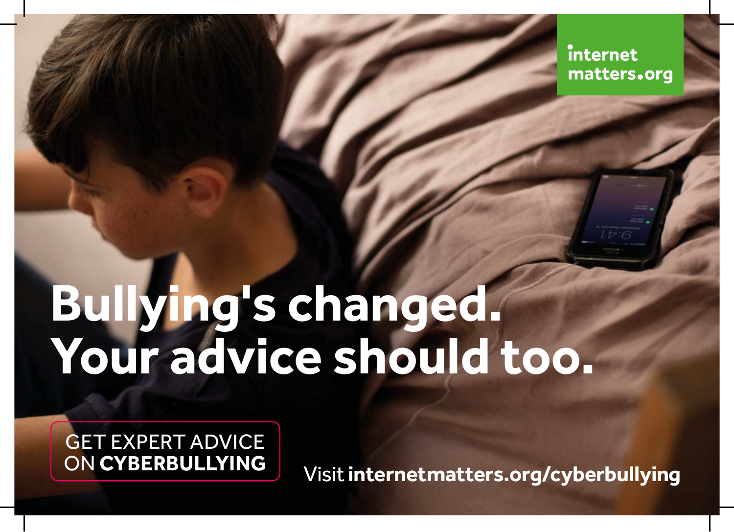internet matters.org

# Bullying's changed. Your advice should too.

GET EXPERT ADVICE ON **CYBERBULLYING**

Visit **internetmatters.org/cyberbullying**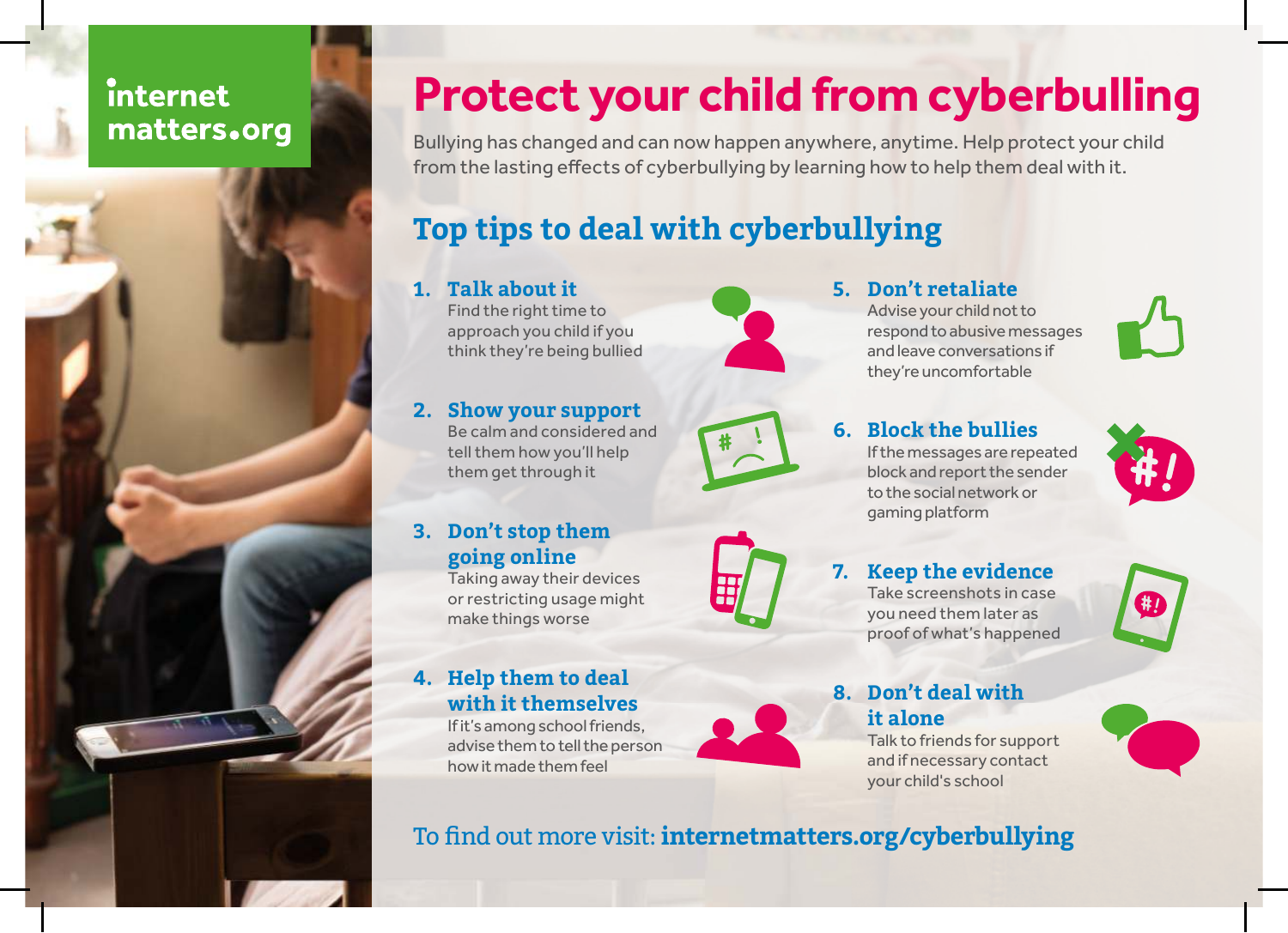internet matters.org

# Protect your child from cyberbulling

Bullying has changed and can now happen anywhere, anytime. Help protect your child from the lasting effects of cyberbullying by learning how to help them deal with it.

## Top tips to deal with cyberbullying

1. **Talk about it**
   Find the right time to approach you child if you think they're being bullied

2. **Show your support**
   Be calm and considered and tell them how you'll help them get through it

3. **Don't stop them going online**
   Taking away their devices or restricting usage might make things worse

4. **Help them to deal with it themselves**
   If it's among school friends, advise them to tell the person how it made them feel

5. **Don't retaliate**
   Advise your child not to respond to abusive messages and leave conversations if they're uncomfortable

6. **Block the bullies**
   If the messages are repeated block and report the sender to the social network or gaming platform

7. **Keep the evidence**
   Take screenshots in case you need them later as proof of what's happened

8. **Don't deal with it alone**
   Talk to friends for support and if necessary contact your child's school

To find out more visit: **internetmatters.org/cyberbullying**